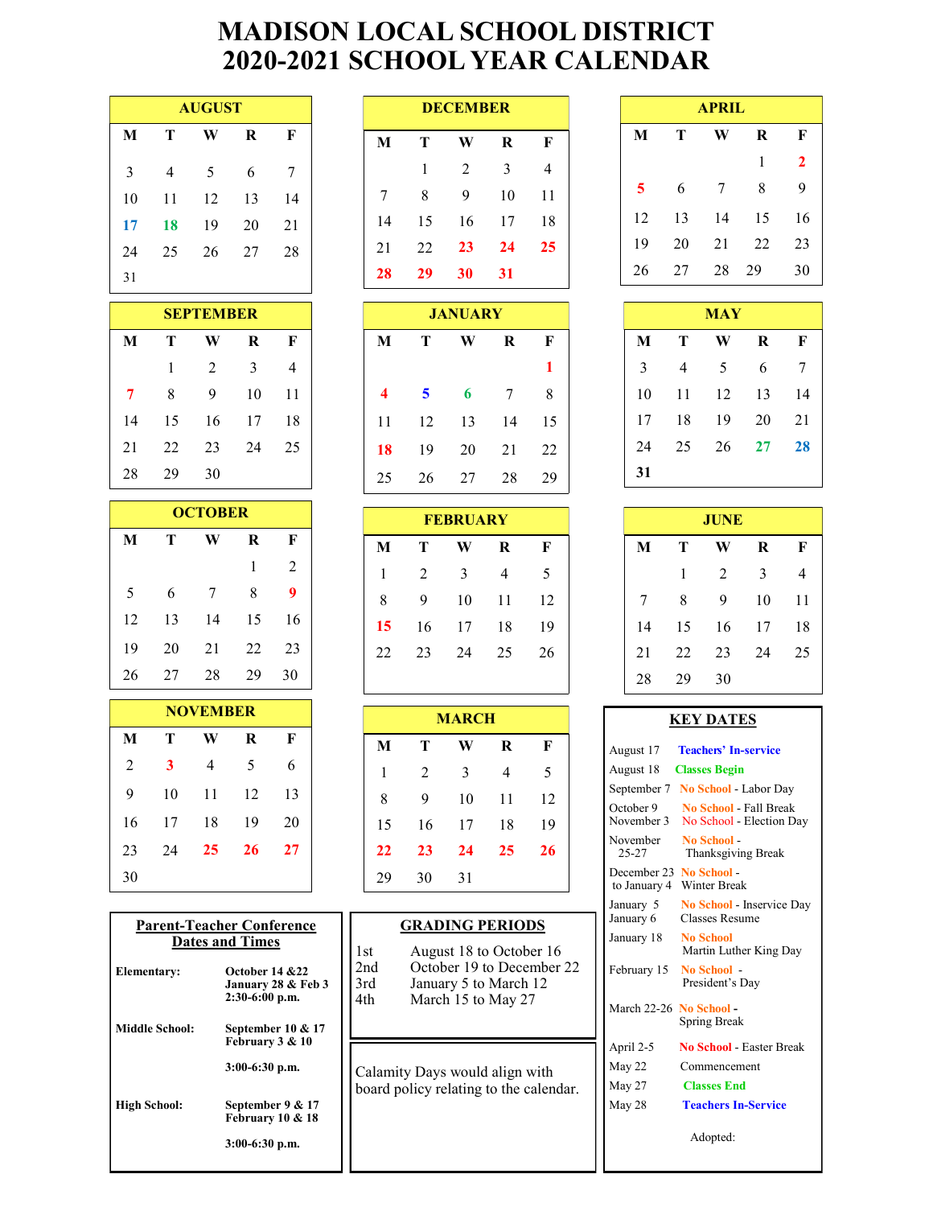# MADISON LOCAL SCHOOL DISTRICT
# 2020-2021 SCHOOL YEAR CALENDAR

**AUGUST**

| M | T | W | R | F |
|---|---|---|---|---|
| 3 | 4 | 5 | 6 | 7 |
| 10 | 11 | 12 | 13 | 14 |
| 17 | 18 | 19 | 20 | 21 |
| 24 | 25 | 26 | 27 | 28 |
| 31 | | | | |

**SEPTEMBER**

| M | T | W | R | F |
|---|---|---|---|---|
| | 1 | 2 | 3 | 4 |
| 7 | 8 | 9 | 10 | 11 |
| 14 | 15 | 16 | 17 | 18 |
| 21 | 22 | 23 | 24 | 25 |
| 28 | 29 | 30 | | |

**OCTOBER**

| M | T | W | R | F |
|---|---|---|---|---|
| | | | 1 | 2 |
| 5 | 6 | 7 | 8 | 9 |
| 12 | 13 | 14 | 15 | 16 |
| 19 | 20 | 21 | 22 | 23 |
| 26 | 27 | 28 | 29 | 30 |

**NOVEMBER**

| M | T | W | R | F |
|---|---|---|---|---|
| 2 | 3 | 4 | 5 | 6 |
| 9 | 10 | 11 | 12 | 13 |
| 16 | 17 | 18 | 19 | 20 |
| 23 | 24 | 25 | 26 | 27 |
| 30 | | | | |

**DECEMBER**

| M | T | W | R | F |
|---|---|---|---|---|
| | 1 | 2 | 3 | 4 |
| 7 | 8 | 9 | 10 | 11 |
| 14 | 15 | 16 | 17 | 18 |
| 21 | 22 | 23 | 24 | 25 |
| 28 | 29 | 30 | 31 | |

**JANUARY**

| M | T | W | R | F |
|---|---|---|---|---|
| | | | | 1 |
| 4 | 5 | 6 | 7 | 8 |
| 11 | 12 | 13 | 14 | 15 |
| 18 | 19 | 20 | 21 | 22 |
| 25 | 26 | 27 | 28 | 29 |

**FEBRUARY**

| M | T | W | R | F |
|---|---|---|---|---|
| 1 | 2 | 3 | 4 | 5 |
| 8 | 9 | 10 | 11 | 12 |
| 15 | 16 | 17 | 18 | 19 |
| 22 | 23 | 24 | 25 | 26 |

**MARCH**

| M | T | W | R | F |
|---|---|---|---|---|
| 1 | 2 | 3 | 4 | 5 |
| 8 | 9 | 10 | 11 | 12 |
| 15 | 16 | 17 | 18 | 19 |
| 22 | 23 | 24 | 25 | 26 |
| 29 | 30 | 31 | | |

**APRIL**

| M | T | W | R | F |
|---|---|---|---|---|
| | | | 1 | 2 |
| 5 | 6 | 7 | 8 | 9 |
| 12 | 13 | 14 | 15 | 16 |
| 19 | 20 | 21 | 22 | 23 |
| 26 | 27 | 28 | 29 | 30 |

**MAY**

| M | T | W | R | F |
|---|---|---|---|---|
| 3 | 4 | 5 | 6 | 7 |
| 10 | 11 | 12 | 13 | 14 |
| 17 | 18 | 19 | 20 | 21 |
| 24 | 25 | 26 | 27 | 28 |
| 31 | | | | |

**JUNE**

| M | T | W | R | F |
|---|---|---|---|---|
| | 1 | 2 | 3 | 4 |
| 7 | 8 | 9 | 10 | 11 |
| 14 | 15 | 16 | 17 | 18 |
| 21 | 22 | 23 | 24 | 25 |
| 28 | 29 | 30 | | |

## Parent-Teacher Conference Dates and Times

**Elementary:** **October 14 &22, January 28 & Feb 3, 2:30-6:00 p.m.**

**Middle School:** **September 10 & 17, February 3 & 10**

**3:00-6:30 p.m.**

**High School:** **September 9 & 17, February 10 & 18**

**3:00-6:30 p.m.**

## GRADING PERIODS

| | |
|---|---|
| 1st | August 18 to October 16 |
| 2nd | October 19 to December 22 |
| 3rd | January 5 to March 12 |
| 4th | March 15 to May 27 |

Calamity Days would align with board policy relating to the calendar.

## KEY DATES

| | |
|---|---|
| August 17 | **Teachers' In-service** |
| August 18 | **Classes Begin** |
| September 7 | **No School** - Labor Day |
| October 9 | **No School** - Fall Break |
| November 3 | **No School** - Election Day |
| November 25-27 | **No School** - Thanksgiving Break |
| December 23 to January 4 | **No School** - Winter Break |
| January 5 | **No School** - Inservice Day |
| January 6 | Classes Resume |
| January 18 | **No School** Martin Luther King Day |
| February 15 | **No School** - President's Day |
| March 22-26 | **No School** - Spring Break |
| April 2-5 | **No School** - Easter Break |
| May 22 | Commencement |
| May 27 | **Classes End** |
| May 28 | **Teachers In-Service** |

Adopted: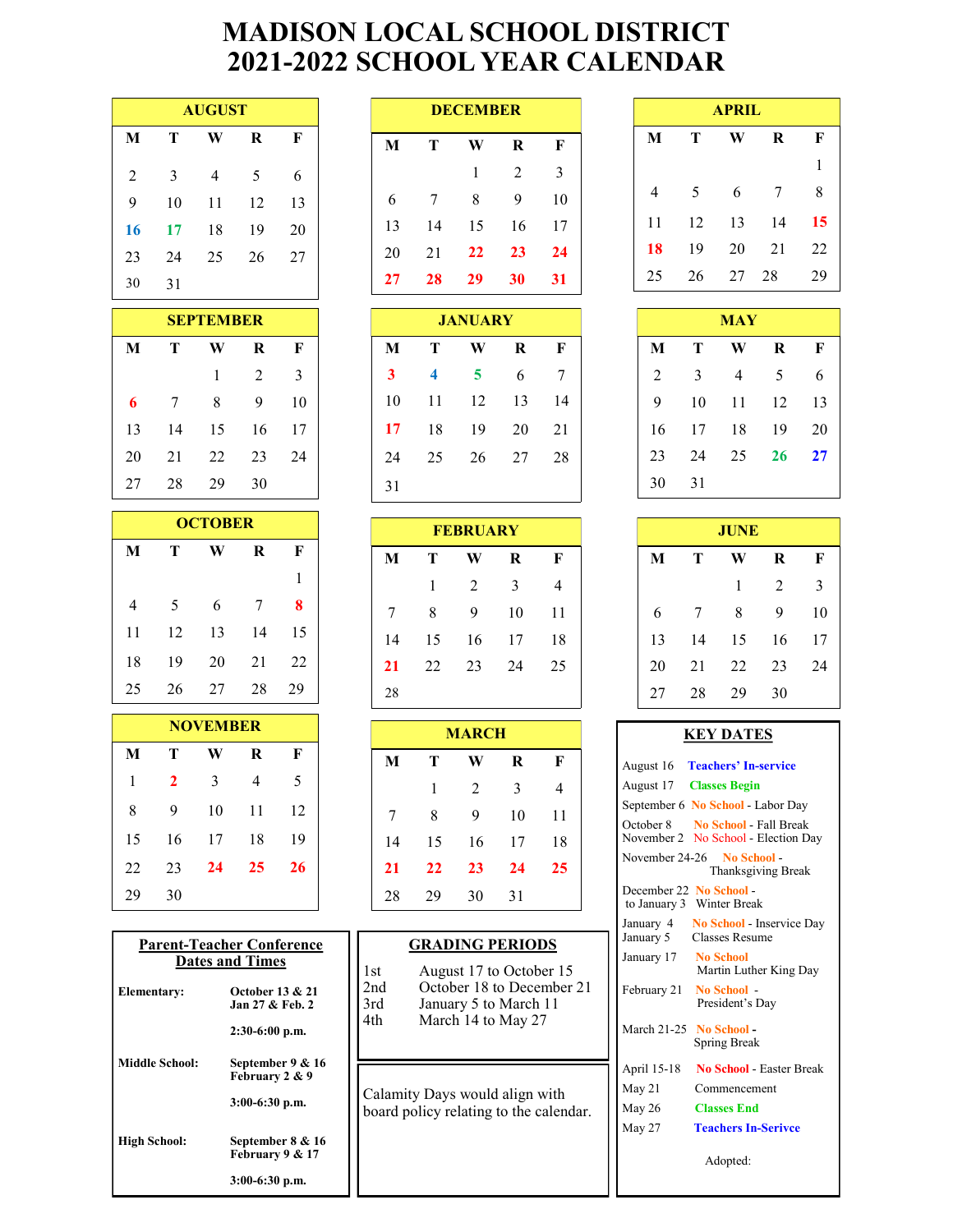# MADISON LOCAL SCHOOL DISTRICT
# 2021-2022 SCHOOL YEAR CALENDAR

**AUGUST**

| M | T | W | R | F |
|---|---|---|---|---|
| 2 | 3 | 4 | 5 | 6 |
| 9 | 10 | 11 | 12 | 13 |
| 16 | 17 | 18 | 19 | 20 |
| 23 | 24 | 25 | 26 | 27 |
| 30 | 31 | | | |

**SEPTEMBER**

| M | T | W | R | F |
|---|---|---|---|---|
| | | 1 | 2 | 3 |
| 6 | 7 | 8 | 9 | 10 |
| 13 | 14 | 15 | 16 | 17 |
| 20 | 21 | 22 | 23 | 24 |
| 27 | 28 | 29 | 30 | |

**OCTOBER**

| M | T | W | R | F |
|---|---|---|---|---|
| | | | | 1 |
| 4 | 5 | 6 | 7 | 8 |
| 11 | 12 | 13 | 14 | 15 |
| 18 | 19 | 20 | 21 | 22 |
| 25 | 26 | 27 | 28 | 29 |

**NOVEMBER**

| M | T | W | R | F |
|---|---|---|---|---|
| 1 | 2 | 3 | 4 | 5 |
| 8 | 9 | 10 | 11 | 12 |
| 15 | 16 | 17 | 18 | 19 |
| 22 | 23 | 24 | 25 | 26 |
| 29 | 30 | | | |

**DECEMBER**

| M | T | W | R | F |
|---|---|---|---|---|
| | | 1 | 2 | 3 |
| 6 | 7 | 8 | 9 | 10 |
| 13 | 14 | 15 | 16 | 17 |
| 20 | 21 | 22 | 23 | 24 |
| 27 | 28 | 29 | 30 | 31 |

**JANUARY**

| M | T | W | R | F |
|---|---|---|---|---|
| 3 | 4 | 5 | 6 | 7 |
| 10 | 11 | 12 | 13 | 14 |
| 17 | 18 | 19 | 20 | 21 |
| 24 | 25 | 26 | 27 | 28 |
| 31 | | | | |

**FEBRUARY**

| M | T | W | R | F |
|---|---|---|---|---|
| | 1 | 2 | 3 | 4 |
| 7 | 8 | 9 | 10 | 11 |
| 14 | 15 | 16 | 17 | 18 |
| 21 | 22 | 23 | 24 | 25 |
| 28 | | | | |

**MARCH**

| M | T | W | R | F |
|---|---|---|---|---|
| | 1 | 2 | 3 | 4 |
| 7 | 8 | 9 | 10 | 11 |
| 14 | 15 | 16 | 17 | 18 |
| 21 | 22 | 23 | 24 | 25 |
| 28 | 29 | 30 | 31 | |

**APRIL**

| M | T | W | R | F |
|---|---|---|---|---|
| | | | | 1 |
| 4 | 5 | 6 | 7 | 8 |
| 11 | 12 | 13 | 14 | 15 |
| 18 | 19 | 20 | 21 | 22 |
| 25 | 26 | 27 | 28 | 29 |

**MAY**

| M | T | W | R | F |
|---|---|---|---|---|
| 2 | 3 | 4 | 5 | 6 |
| 9 | 10 | 11 | 12 | 13 |
| 16 | 17 | 18 | 19 | 20 |
| 23 | 24 | 25 | 26 | 27 |
| 30 | 31 | | | |

**JUNE**

| M | T | W | R | F |
|---|---|---|---|---|
| | | 1 | 2 | 3 |
| 6 | 7 | 8 | 9 | 10 |
| 13 | 14 | 15 | 16 | 17 |
| 20 | 21 | 22 | 23 | 24 |
| 27 | 28 | 29 | 30 | |

## Parent-Teacher Conference Dates and Times

**Elementary:** **October 13 & 21, Jan 27 & Feb. 2**
**2:30-6:00 p.m.**

**Middle School:** **September 9 & 16, February 2 & 9**
**3:00-6:30 p.m.**

**High School:** **September 8 & 16, February 9 & 17**
**3:00-6:30 p.m.**

## GRADING PERIODS

| | |
|---|---|
| 1st | August 17 to October 15 |
| 2nd | October 18 to December 21 |
| 3rd | January 5 to March 11 |
| 4th | March 14 to May 27 |

Calamity Days would align with board policy relating to the calendar.

## KEY DATES

- August 16 — **Teachers' In-service**
- August 17 — **Classes Begin**
- September 6 — **No School** - Labor Day
- October 8 — **No School** - Fall Break
- November 2 — **No School** - Election Day
- November 24-26 — **No School** - Thanksgiving Break
- December 22 to January 3 — **No School** - Winter Break
- January 4 — **No School** - Inservice Day
- January 5 — Classes Resume
- January 17 — **No School** Martin Luther King Day
- February 21 — **No School** - President's Day
- March 21-25 — **No School** - Spring Break
- April 15-18 — **No School** - Easter Break
- May 21 — Commencement
- May 26 — **Classes End**
- May 27 — **Teachers In-Serivce**

Adopted: